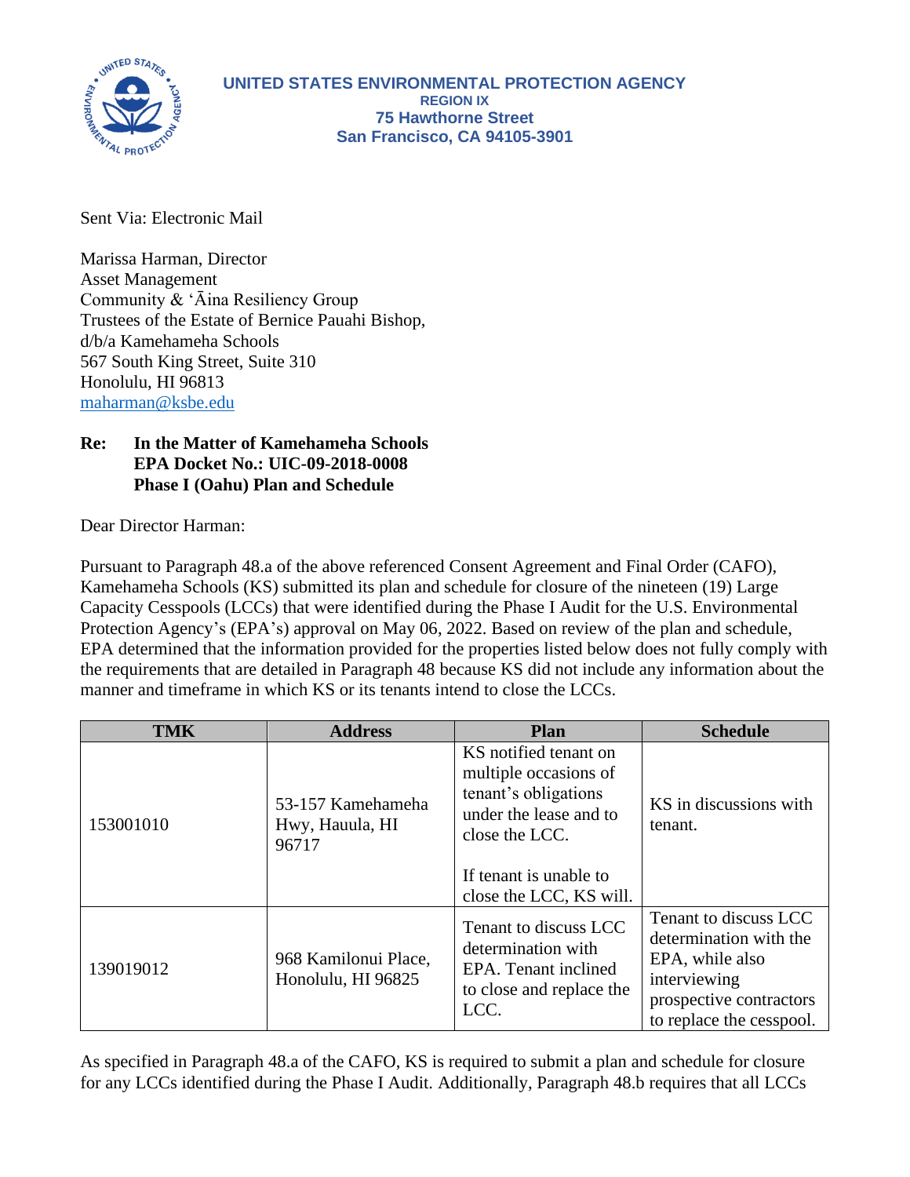**UNITED STATES ENVIRONMENTAL PROTECTION AGENCY**
**REGION IX**
**75 Hawthorne Street**
**San Francisco, CA 94105-3901**

Sent Via: Electronic Mail

Marissa Harman, Director
Asset Management
Community & ʻĀina Resiliency Group
Trustees of the Estate of Bernice Pauahi Bishop,
d/b/a Kamehameha Schools
567 South King Street, Suite 310
Honolulu, HI 96813
maharman@ksbe.edu

**Re: In the Matter of Kamehameha Schools**
**EPA Docket No.: UIC-09-2018-0008**
**Phase I (Oahu) Plan and Schedule**

Dear Director Harman:

Pursuant to Paragraph 48.a of the above referenced Consent Agreement and Final Order (CAFO), Kamehameha Schools (KS) submitted its plan and schedule for closure of the nineteen (19) Large Capacity Cesspools (LCCs) that were identified during the Phase I Audit for the U.S. Environmental Protection Agency's (EPA's) approval on May 06, 2022. Based on review of the plan and schedule, EPA determined that the information provided for the properties listed below does not fully comply with the requirements that are detailed in Paragraph 48 because KS did not include any information about the manner and timeframe in which KS or its tenants intend to close the LCCs.

| TMK | Address | Plan | Schedule |
|---|---|---|---|
| 153001010 | 53-157 Kamehameha Hwy, Hauula, HI 96717 | KS notified tenant on multiple occasions of tenant's obligations under the lease and to close the LCC.<br><br>If tenant is unable to close the LCC, KS will. | KS in discussions with tenant. |
| 139019012 | 968 Kamilonui Place, Honolulu, HI 96825 | Tenant to discuss LCC determination with EPA. Tenant inclined to close and replace the LCC. | Tenant to discuss LCC determination with the EPA, while also interviewing prospective contractors to replace the cesspool. |

As specified in Paragraph 48.a of the CAFO, KS is required to submit a plan and schedule for closure for any LCCs identified during the Phase I Audit. Additionally, Paragraph 48.b requires that all LCCs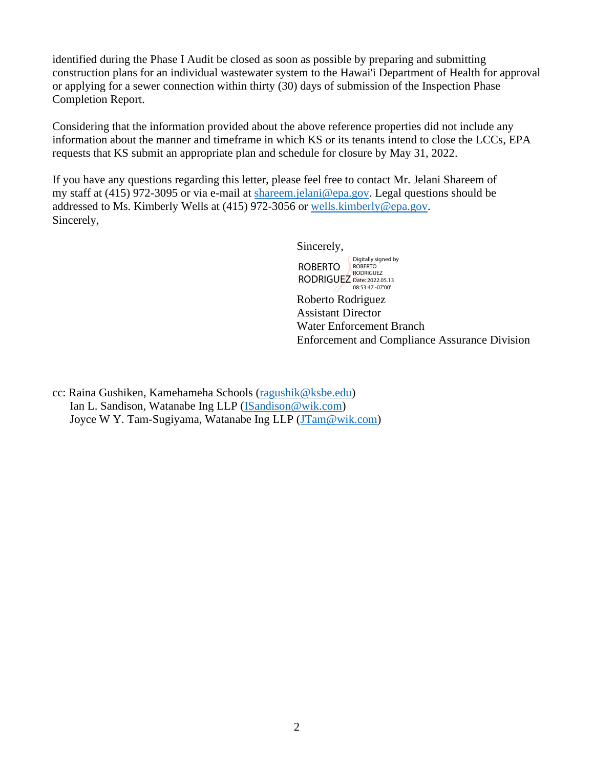identified during the Phase I Audit be closed as soon as possible by preparing and submitting construction plans for an individual wastewater system to the Hawai'i Department of Health for approval or applying for a sewer connection within thirty (30) days of submission of the Inspection Phase Completion Report.

Considering that the information provided about the above reference properties did not include any information about the manner and timeframe in which KS or its tenants intend to close the LCCs, EPA requests that KS submit an appropriate plan and schedule for closure by May 31, 2022.

If you have any questions regarding this letter, please feel free to contact Mr. Jelani Shareem of my staff at (415) 972-3095 or via e-mail at shareem.jelani@epa.gov. Legal questions should be addressed to Ms. Kimberly Wells at (415) 972-3056 or wells.kimberly@epa.gov.
Sincerely,

Sincerely,

ROBERTO RODRIGUEZ
Digitally signed by ROBERTO RODRIGUEZ
Date: 2022.05.13 08:53:47 -07'00'

Roberto Rodriguez
Assistant Director
Water Enforcement Branch
Enforcement and Compliance Assurance Division

cc: Raina Gushiken, Kamehameha Schools (ragushik@ksbe.edu)
Ian L. Sandison, Watanabe Ing LLP (ISandison@wik.com)
Joyce W Y. Tam-Sugiyama, Watanabe Ing LLP (JTam@wik.com)